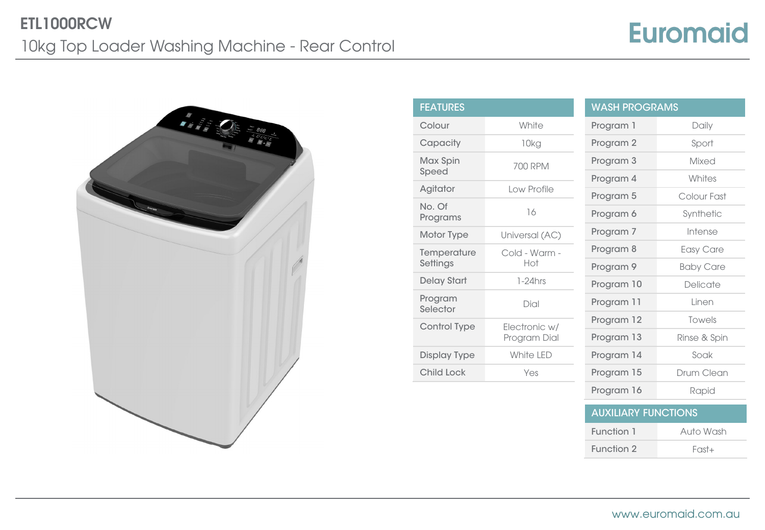# ETL1000RCW

## 10kg Top Loader Washing Machine - Rear Control

Euromaid

| FEATURES | |
|---|---|
| Colour | White |
| Capacity | 10kg |
| Max Spin Speed | 700 RPM |
| Agitator | Low Profile |
| No. Of Programs | 16 |
| Motor Type | Universal (AC) |
| Temperature Settings | Cold - Warm - Hot |
| Delay Start | 1-24hrs |
| Program Selector | Dial |
| Control Type | Electronic w/ Program Dial |
| Display Type | White LED |
| Child Lock | Yes |

| WASH PROGRAMS | |
|---|---|
| Program 1 | Daily |
| Program 2 | Sport |
| Program 3 | Mixed |
| Program 4 | Whites |
| Program 5 | Colour Fast |
| Program 6 | Synthetic |
| Program 7 | Intense |
| Program 8 | Easy Care |
| Program 9 | Baby Care |
| Program 10 | Delicate |
| Program 11 | Linen |
| Program 12 | Towels |
| Program 13 | Rinse & Spin |
| Program 14 | Soak |
| Program 15 | Drum Clean |
| Program 16 | Rapid |

| AUXILIARY FUNCTIONS | |
|---|---|
| Function 1 | Auto Wash |
| Function 2 | Fast+ |

www.euromaid.com.au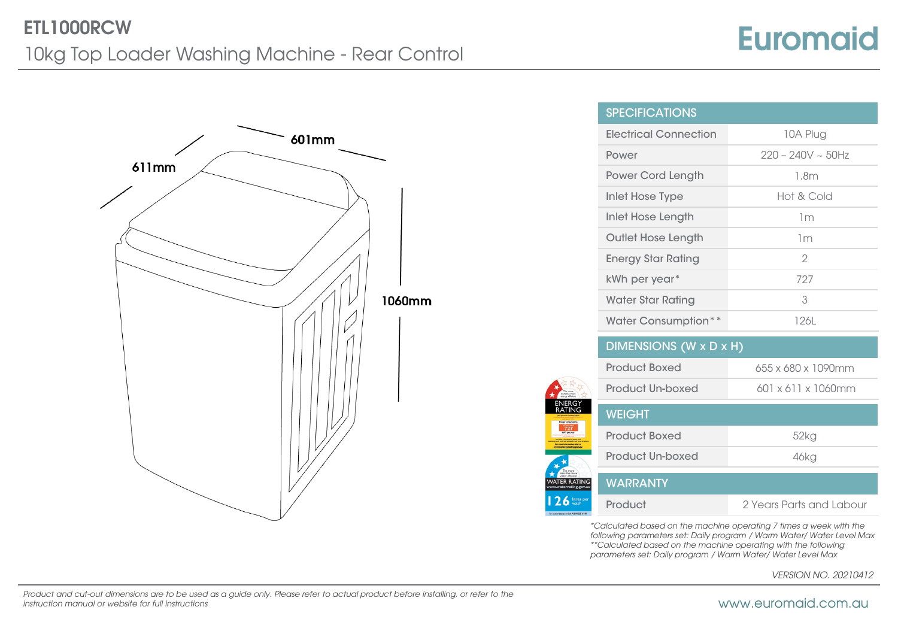# ETL1000RCW

## 10kg Top Loader Washing Machine - Rear Control

Euromaid

601mm

611mm

1060mm

| SPECIFICATIONS | |
|---|---|
| Electrical Connection | 10A Plug |
| Power | 220 – 240V ~ 50Hz |
| Power Cord Length | 1.8m |
| Inlet Hose Type | Hot & Cold |
| Inlet Hose Length | 1m |
| Outlet Hose Length | 1m |
| Energy Star Rating | 2 |
| kWh per year* | 727 |
| Water Star Rating | 3 |
| Water Consumption** | 126L |

| DIMENSIONS (W x D x H) | |
|---|---|
| Product Boxed | 655 x 680 x 1090mm |
| Product Un-boxed | 601 x 611 x 1060mm |

| WEIGHT | |
|---|---|
| Product Boxed | 52kg |
| Product Un-boxed | 46kg |

| WARRANTY | |
|---|---|
| Product | 2 Years Parts and Labour |

*\*Calculated based on the machine operating 7 times a week with the following parameters set: Daily program / Warm Water/ Water Level Max*
*\*\*Calculated based on the machine operating with the following parameters set: Daily program / Warm Water/ Water Level Max*

*VERSION NO. 20210412*

*Product and cut-out dimensions are to be used as a guide only. Please refer to actual product before installing, or refer to the instruction manual or website for full instructions*

www.euromaid.com.au